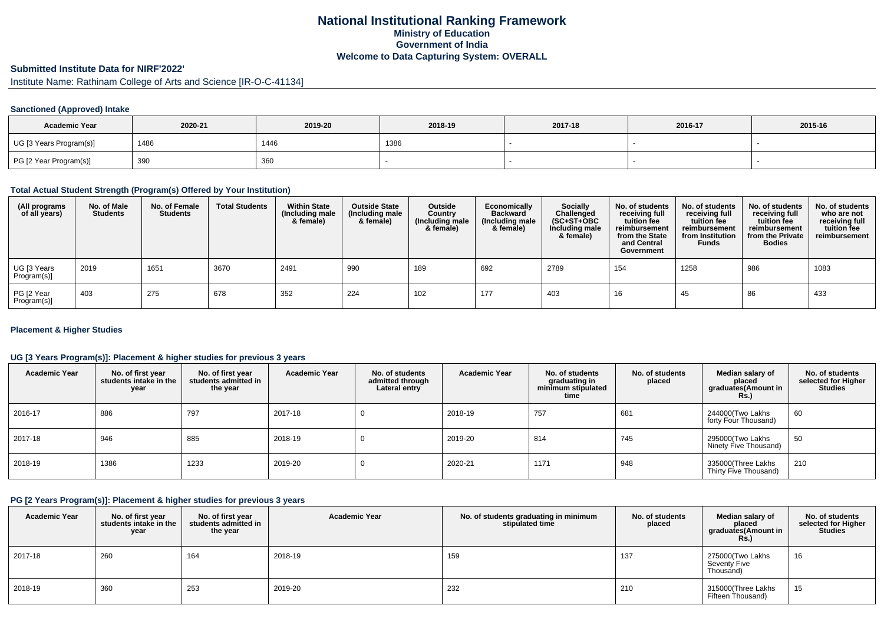# National Institutional Ranking Framework

## Ministry of Education

## Government of India

## Welcome to Data Capturing System: OVERALL

### Submitted Institute Data for NIRF'2022'

Institute Name: Rathinam College of Arts and Science [IR-O-C-41134]

#### Sanctioned (Approved) Intake

| Academic Year | 2020-21 | 2019-20 | 2018-19 | 2017-18 | 2016-17 | 2015-16 |
|---|---|---|---|---|---|---|
| UG [3 Years Program(s)] | 1486 | 1446 | 1386 | - | - | - |
| PG [2 Year Program(s)] | 390 | 360 | - | - | - | - |

#### Total Actual Student Strength (Program(s) Offered by Your Institution)

| (All programs of all years) | No. of Male Students | No. of Female Students | Total Students | Within State (Including male & female) | Outside State (Including male & female) | Outside Country (Including male & female) | Economically Backward (Including male & female) | Socially Challenged (SC+ST+OBC Including male & female) | No. of students receiving full tuition fee reimbursement from the State and Central Government | No. of students receiving full tuition fee reimbursement from Institution Funds | No. of students receiving full tuition fee reimbursement from the Private Bodies | No. of students who are not receiving full tuition fee reimbursement |
|---|---|---|---|---|---|---|---|---|---|---|---|---|
| UG [3 Years Program(s)] | 2019 | 1651 | 3670 | 2491 | 990 | 189 | 692 | 2789 | 154 | 1258 | 986 | 1083 |
| PG [2 Year Program(s)] | 403 | 275 | 678 | 352 | 224 | 102 | 177 | 403 | 16 | 45 | 86 | 433 |

#### Placement & Higher Studies

#### UG [3 Years Program(s)]: Placement & higher studies for previous 3 years

| Academic Year | No. of first year students intake in the year | No. of first year students admitted in the year | Academic Year | No. of students admitted through Lateral entry | Academic Year | No. of students graduating in minimum stipulated time | No. of students placed | Median salary of placed graduates(Amount in Rs.) | No. of students selected for Higher Studies |
|---|---|---|---|---|---|---|---|---|---|
| 2016-17 | 886 | 797 | 2017-18 | 0 | 2018-19 | 757 | 681 | 244000(Two Lakhs forty Four Thousand) | 60 |
| 2017-18 | 946 | 885 | 2018-19 | 0 | 2019-20 | 814 | 745 | 295000(Two Lakhs Ninety Five Thousand) | 50 |
| 2018-19 | 1386 | 1233 | 2019-20 | 0 | 2020-21 | 1171 | 948 | 335000(Three Lakhs Thirty Five Thousand) | 210 |

#### PG [2 Years Program(s)]: Placement & higher studies for previous 3 years

| Academic Year | No. of first year students intake in the year | No. of first year students admitted in the year | Academic Year | No. of students graduating in minimum stipulated time | No. of students placed | Median salary of placed graduates(Amount in Rs.) | No. of students selected for Higher Studies |
|---|---|---|---|---|---|---|---|
| 2017-18 | 260 | 164 | 2018-19 | 159 | 137 | 275000(Two Lakhs Seventy Five Thousand) | 16 |
| 2018-19 | 360 | 253 | 2019-20 | 232 | 210 | 315000(Three Lakhs Fifteen Thousand) | 15 |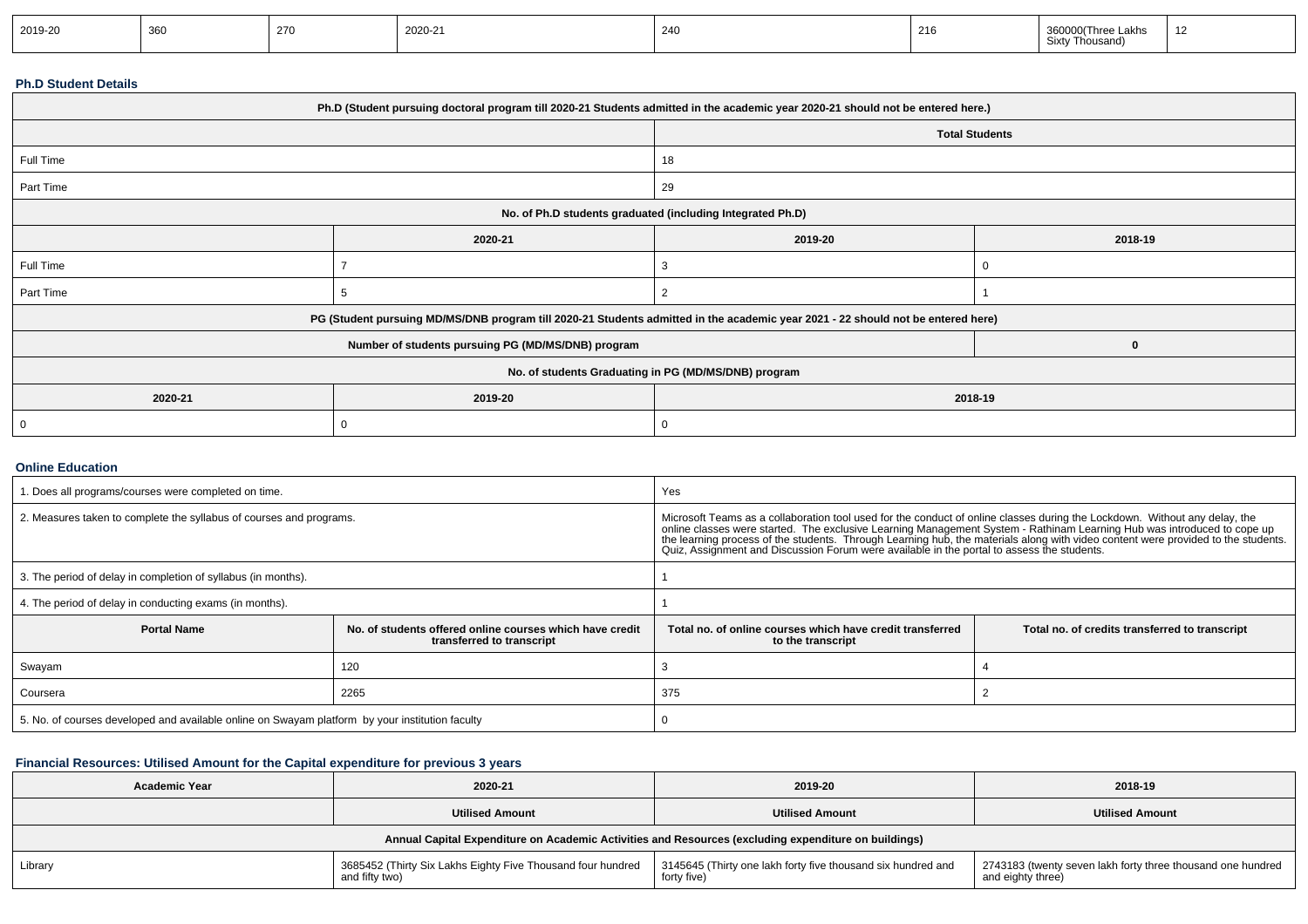| 2019-20 | 360 | 270 | 2020-21 | 240 | 216 | 360000(Three Lakhs Sixty Thousand) | 12 |
|---|---|---|---|---|---|---|---|

### Ph.D Student Details

| Ph.D (Student pursuing doctoral program till 2020-21 Students admitted in the academic year 2020-21 should not be entered here.) | | | |
|---|---|---|---|
| | | Total Students | |
| Full Time | | 18 | |
| Part Time | | 29 | |
| No. of Ph.D students graduated (including Integrated Ph.D) | | | |
| | 2020-21 | 2019-20 | 2018-19 |
| Full Time | 7 | 3 | 0 |
| Part Time | 5 | 2 | 1 |
| PG (Student pursuing MD/MS/DNB program till 2020-21 Students admitted in the academic year 2021 - 22 should not be entered here) | | | |
| Number of students pursuing PG (MD/MS/DNB) program | | | 0 |
| No. of students Graduating in PG (MD/MS/DNB) program | | | |
| 2020-21 | 2019-20 | 2018-19 | |
| 0 | 0 | 0 | |

### Online Education

| 1. Does all programs/courses were completed on time. | | Yes | |
|---|---|---|---|
| 2. Measures taken to complete the syllabus of courses and programs. | | Microsoft Teams as a collaboration tool used for the conduct of online classes during the Lockdown. Without any delay, the online classes were started. The exclusive Learning Management System - Rathinam Learning Hub was introduced to cope up the learning process of the students. Through Learning hub, the materials along with video content were provided to the students. Quiz, Assignment and Discussion Forum were available in the portal to assess the students. | |
| 3. The period of delay in completion of syllabus (in months). | | 1 | |
| 4. The period of delay in conducting exams (in months). | | 1 | |
| Portal Name | No. of students offered online courses which have credit transferred to transcript | Total no. of online courses which have credit transferred to the transcript | Total no. of credits transferred to transcript |
| Swayam | 120 | 3 | 4 |
| Coursera | 2265 | 375 | 2 |
| 5. No. of courses developed and available online on Swayam platform by your institution faculty | | 0 | |

### Financial Resources: Utilised Amount for the Capital expenditure for previous 3 years

| Academic Year | 2020-21 | 2019-20 | 2018-19 |
|---|---|---|---|
| | Utilised Amount | Utilised Amount | Utilised Amount |
| Annual Capital Expenditure on Academic Activities and Resources (excluding expenditure on buildings) | | | |
| Library | 3685452 (Thirty Six Lakhs Eighty Five Thousand four hundred and fifty two) | 3145645 (Thirty one lakh forty five thousand six hundred and forty five) | 2743183 (twenty seven lakh forty three thousand one hundred and eighty three) |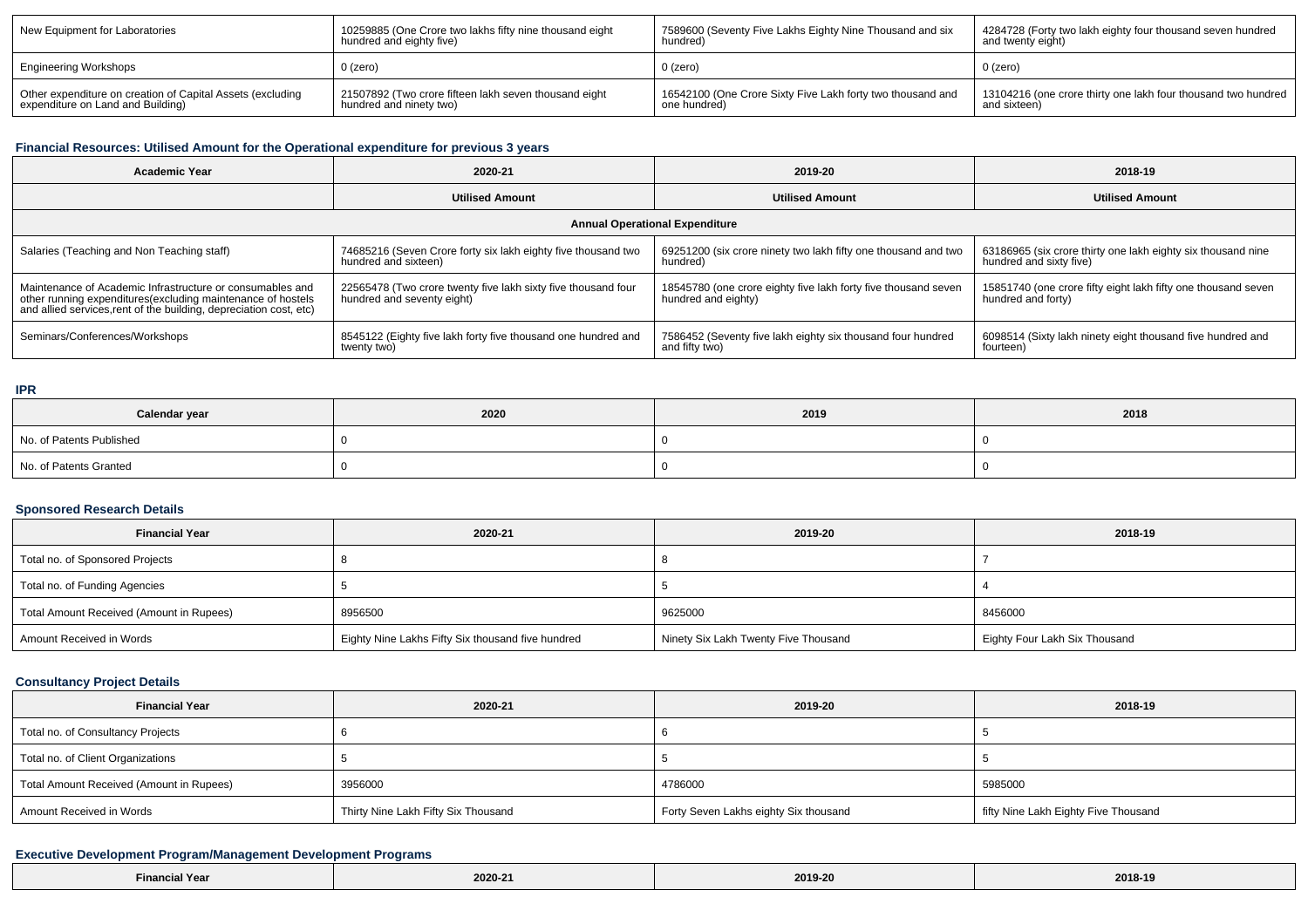| New Equipment for Laboratories | 10259885 (One Crore two lakhs fifty nine thousand eight hundred and eighty five) | 7589600 (Seventy Five Lakhs Eighty Nine Thousand and six hundred) | 4284728 (Forty two lakh eighty four thousand seven hundred and twenty eight) |
|---|---|---|---|
| Engineering Workshops | 0 (zero) | 0 (zero) | 0 (zero) |
| Other expenditure on creation of Capital Assets (excluding expenditure on Land and Building) | 21507892 (Two crore fifteen lakh seven thousand eight hundred and ninety two) | 16542100 (One Crore Sixty Five Lakh forty two thousand and one hundred) | 13104216 (one crore thirty one lakh four thousand two hundred and sixteen) |

### Financial Resources: Utilised Amount for the Operational expenditure for previous 3 years

| Academic Year | 2020-21 | 2019-20 | 2018-19 |
|---|---|---|---|
| | Utilised Amount | Utilised Amount | Utilised Amount |
| Annual Operational Expenditure | | | |
| Salaries (Teaching and Non Teaching staff) | 74685216 (Seven Crore forty six lakh eighty five thousand two hundred and sixteen) | 69251200 (six crore ninety two lakh fifty one thousand and two hundred) | 63186965 (six crore thirty one lakh eighty six thousand nine hundred and sixty five) |
| Maintenance of Academic Infrastructure or consumables and other running expenditures(excluding maintenance of hostels and allied services,rent of the building, depreciation cost, etc) | 22565478 (Two crore twenty five lakh sixty five thousand four hundred and seventy eight) | 18545780 (one crore eighty five lakh forty five thousand seven hundred and eighty) | 15851740 (one crore fifty eight lakh fifty one thousand seven hundred and forty) |
| Seminars/Conferences/Workshops | 8545122 (Eighty five lakh forty five thousand one hundred and twenty two) | 7586452 (Seventy five lakh eighty six thousand four hundred and fifty two) | 6098514 (Sixty lakh ninety eight thousand five hundred and fourteen) |

### IPR

| Calendar year | 2020 | 2019 | 2018 |
|---|---|---|---|
| No. of Patents Published | 0 | 0 | 0 |
| No. of Patents Granted | 0 | 0 | 0 |

### Sponsored Research Details

| Financial Year | 2020-21 | 2019-20 | 2018-19 |
|---|---|---|---|
| Total no. of Sponsored Projects | 8 | 8 | 7 |
| Total no. of Funding Agencies | 5 | 5 | 4 |
| Total Amount Received (Amount in Rupees) | 8956500 | 9625000 | 8456000 |
| Amount Received in Words | Eighty Nine Lakhs Fifty Six thousand five hundred | Ninety Six Lakh Twenty Five Thousand | Eighty Four Lakh Six Thousand |

### Consultancy Project Details

| Financial Year | 2020-21 | 2019-20 | 2018-19 |
|---|---|---|---|
| Total no. of Consultancy Projects | 6 | 6 | 5 |
| Total no. of Client Organizations | 5 | 5 | 5 |
| Total Amount Received (Amount in Rupees) | 3956000 | 4786000 | 5985000 |
| Amount Received in Words | Thirty Nine Lakh Fifty Six Thousand | Forty Seven Lakhs eighty Six thousand | fifty Nine Lakh Eighty Five Thousand |

### Executive Development Program/Management Development Programs

| Financial Year | 2020-21 | 2019-20 | 2018-19 |
|---|---|---|---|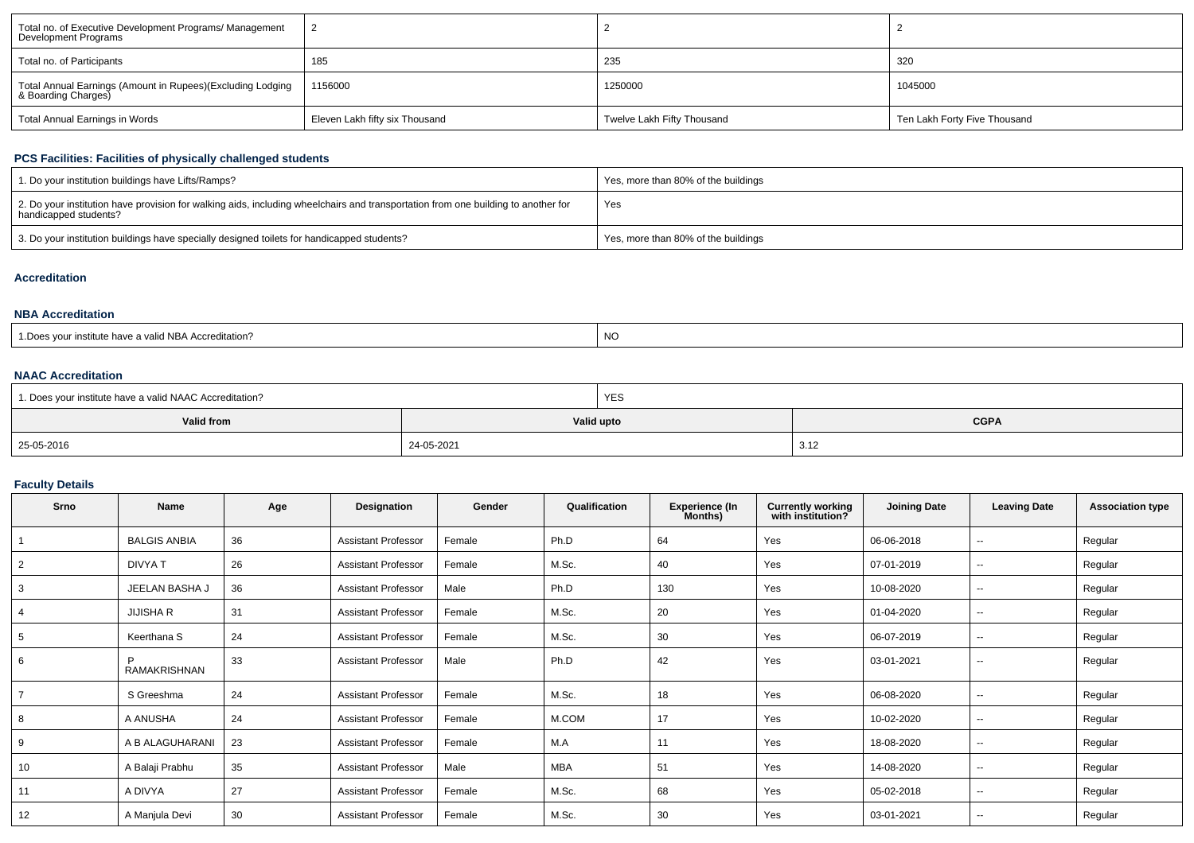| Total no. of Executive Development Programs/ Management Development Programs | 2 | 2 | 2 |
|---|---|---|---|
| Total no. of Participants | 185 | 235 | 320 |
| Total Annual Earnings (Amount in Rupees)(Excluding Lodging & Boarding Charges) | 1156000 | 1250000 | 1045000 |
| Total Annual Earnings in Words | Eleven Lakh fifty six Thousand | Twelve Lakh Fifty Thousand | Ten Lakh Forty Five Thousand |

### PCS Facilities: Facilities of physically challenged students

| 1. Do your institution buildings have Lifts/Ramps? | Yes, more than 80% of the buildings |
|---|---|
| 2. Do your institution have provision for walking aids, including wheelchairs and transportation from one building to another for handicapped students? | Yes |
| 3. Do your institution buildings have specially designed toilets for handicapped students? | Yes, more than 80% of the buildings |

### Accreditation

### NBA Accreditation

| 1.Does your institute have a valid NBA Accreditation? | NO |
|---|---|

### NAAC Accreditation

| 1. Does your institute have a valid NAAC Accreditation? | YES | |
|---|---|---|
| **Valid from** | **Valid upto** | **CGPA** |
| 25-05-2016 | 24-05-2021 | 3.12 |

### Faculty Details

| Srno | Name | Age | Designation | Gender | Qualification | Experience (In Months) | Currently working with institution? | Joining Date | Leaving Date | Association type |
|---|---|---|---|---|---|---|---|---|---|---|
| 1 | BALGIS ANBIA | 36 | Assistant Professor | Female | Ph.D | 64 | Yes | 06-06-2018 | -- | Regular |
| 2 | DIVYA T | 26 | Assistant Professor | Female | M.Sc. | 40 | Yes | 07-01-2019 | -- | Regular |
| 3 | JEELAN BASHA J | 36 | Assistant Professor | Male | Ph.D | 130 | Yes | 10-08-2020 | -- | Regular |
| 4 | JIJISHA R | 31 | Assistant Professor | Female | M.Sc. | 20 | Yes | 01-04-2020 | -- | Regular |
| 5 | Keerthana S | 24 | Assistant Professor | Female | M.Sc. | 30 | Yes | 06-07-2019 | -- | Regular |
| 6 | P RAMAKRISHNAN | 33 | Assistant Professor | Male | Ph.D | 42 | Yes | 03-01-2021 | -- | Regular |
| 7 | S Greeshma | 24 | Assistant Professor | Female | M.Sc. | 18 | Yes | 06-08-2020 | -- | Regular |
| 8 | A ANUSHA | 24 | Assistant Professor | Female | M.COM | 17 | Yes | 10-02-2020 | -- | Regular |
| 9 | A B ALAGUHARANI | 23 | Assistant Professor | Female | M.A | 11 | Yes | 18-08-2020 | -- | Regular |
| 10 | A Balaji Prabhu | 35 | Assistant Professor | Male | MBA | 51 | Yes | 14-08-2020 | -- | Regular |
| 11 | A DIVYA | 27 | Assistant Professor | Female | M.Sc. | 68 | Yes | 05-02-2018 | -- | Regular |
| 12 | A Manjula Devi | 30 | Assistant Professor | Female | M.Sc. | 30 | Yes | 03-01-2021 | -- | Regular |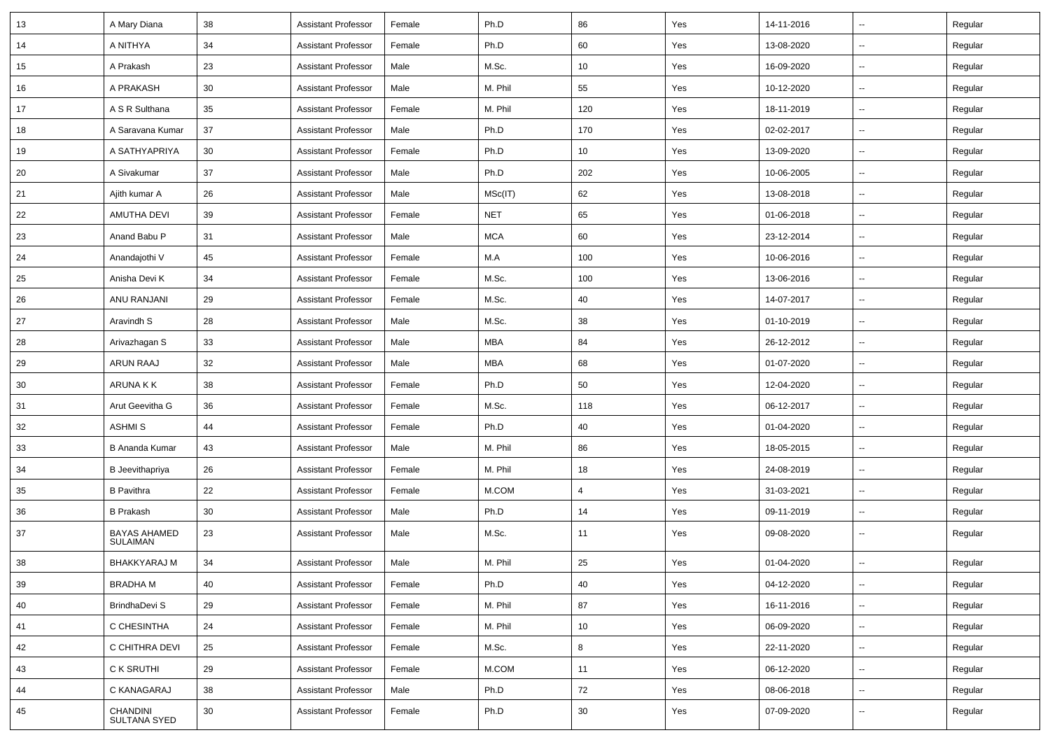| 13 | A Mary Diana | 38 | Assistant Professor | Female | Ph.D | 86 | Yes | 14-11-2016 | -- | Regular |
|---|---|---|---|---|---|---|---|---|---|---|
| 14 | A NITHYA | 34 | Assistant Professor | Female | Ph.D | 60 | Yes | 13-08-2020 | -- | Regular |
| 15 | A Prakash | 23 | Assistant Professor | Male | M.Sc. | 10 | Yes | 16-09-2020 | -- | Regular |
| 16 | A PRAKASH | 30 | Assistant Professor | Male | M. Phil | 55 | Yes | 10-12-2020 | -- | Regular |
| 17 | A S R Sulthana | 35 | Assistant Professor | Female | M. Phil | 120 | Yes | 18-11-2019 | -- | Regular |
| 18 | A Saravana Kumar | 37 | Assistant Professor | Male | Ph.D | 170 | Yes | 02-02-2017 | -- | Regular |
| 19 | A SATHYAPRIYA | 30 | Assistant Professor | Female | Ph.D | 10 | Yes | 13-09-2020 | -- | Regular |
| 20 | A Sivakumar | 37 | Assistant Professor | Male | Ph.D | 202 | Yes | 10-06-2005 | -- | Regular |
| 21 | Ajith kumar A | 26 | Assistant Professor | Male | MSc(IT) | 62 | Yes | 13-08-2018 | -- | Regular |
| 22 | AMUTHA DEVI | 39 | Assistant Professor | Female | NET | 65 | Yes | 01-06-2018 | -- | Regular |
| 23 | Anand Babu P | 31 | Assistant Professor | Male | MCA | 60 | Yes | 23-12-2014 | -- | Regular |
| 24 | Anandajothi V | 45 | Assistant Professor | Female | M.A | 100 | Yes | 10-06-2016 | -- | Regular |
| 25 | Anisha Devi K | 34 | Assistant Professor | Female | M.Sc. | 100 | Yes | 13-06-2016 | -- | Regular |
| 26 | ANU RANJANI | 29 | Assistant Professor | Female | M.Sc. | 40 | Yes | 14-07-2017 | -- | Regular |
| 27 | Aravindh S | 28 | Assistant Professor | Male | M.Sc. | 38 | Yes | 01-10-2019 | -- | Regular |
| 28 | Arivazhagan S | 33 | Assistant Professor | Male | MBA | 84 | Yes | 26-12-2012 | -- | Regular |
| 29 | ARUN RAAJ | 32 | Assistant Professor | Male | MBA | 68 | Yes | 01-07-2020 | -- | Regular |
| 30 | ARUNA K K | 38 | Assistant Professor | Female | Ph.D | 50 | Yes | 12-04-2020 | -- | Regular |
| 31 | Arut Geevitha G | 36 | Assistant Professor | Female | M.Sc. | 118 | Yes | 06-12-2017 | -- | Regular |
| 32 | ASHMI S | 44 | Assistant Professor | Female | Ph.D | 40 | Yes | 01-04-2020 | -- | Regular |
| 33 | B Ananda Kumar | 43 | Assistant Professor | Male | M. Phil | 86 | Yes | 18-05-2015 | -- | Regular |
| 34 | B Jeevithapriya | 26 | Assistant Professor | Female | M. Phil | 18 | Yes | 24-08-2019 | -- | Regular |
| 35 | B Pavithra | 22 | Assistant Professor | Female | M.COM | 4 | Yes | 31-03-2021 | -- | Regular |
| 36 | B Prakash | 30 | Assistant Professor | Male | Ph.D | 14 | Yes | 09-11-2019 | -- | Regular |
| 37 | BAYAS AHAMED SULAIMAN | 23 | Assistant Professor | Male | M.Sc. | 11 | Yes | 09-08-2020 | -- | Regular |
| 38 | BHAKKYARAJ M | 34 | Assistant Professor | Male | M. Phil | 25 | Yes | 01-04-2020 | -- | Regular |
| 39 | BRADHA M | 40 | Assistant Professor | Female | Ph.D | 40 | Yes | 04-12-2020 | -- | Regular |
| 40 | BrindhaDevi S | 29 | Assistant Professor | Female | M. Phil | 87 | Yes | 16-11-2016 | -- | Regular |
| 41 | C CHESINTHA | 24 | Assistant Professor | Female | M. Phil | 10 | Yes | 06-09-2020 | -- | Regular |
| 42 | C CHITHRA DEVI | 25 | Assistant Professor | Female | M.Sc. | 8 | Yes | 22-11-2020 | -- | Regular |
| 43 | C K SRUTHI | 29 | Assistant Professor | Female | M.COM | 11 | Yes | 06-12-2020 | -- | Regular |
| 44 | C KANAGARAJ | 38 | Assistant Professor | Male | Ph.D | 72 | Yes | 08-06-2018 | -- | Regular |
| 45 | CHANDINI SULTANA SYED | 30 | Assistant Professor | Female | Ph.D | 30 | Yes | 07-09-2020 | -- | Regular |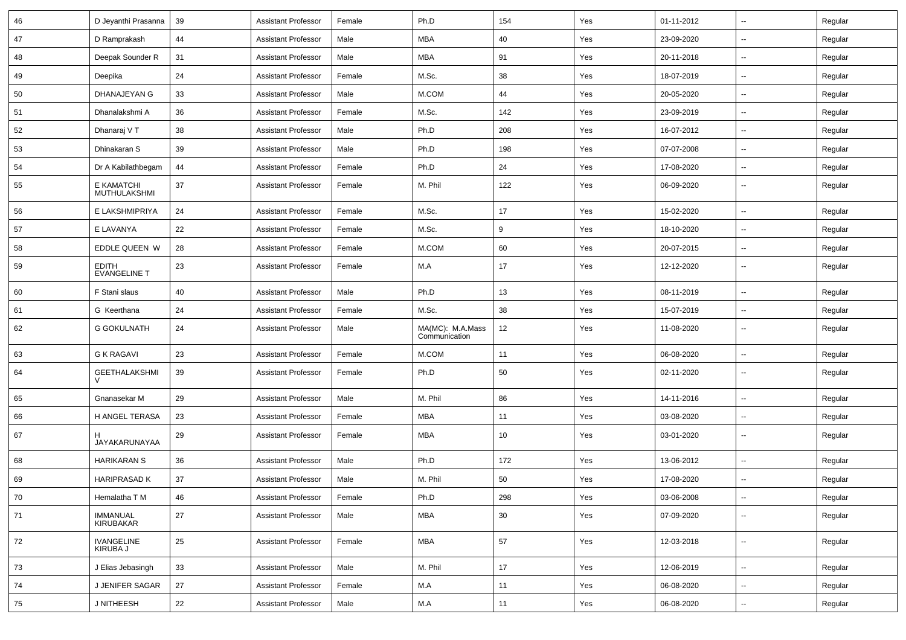| 46 | D Jeyanthi Prasanna | 39 | Assistant Professor | Female | Ph.D | 154 | Yes | 01-11-2012 | -- | Regular |
|---|---|---|---|---|---|---|---|---|---|---|
| 47 | D Ramprakash | 44 | Assistant Professor | Male | MBA | 40 | Yes | 23-09-2020 | -- | Regular |
| 48 | Deepak Sounder R | 31 | Assistant Professor | Male | MBA | 91 | Yes | 20-11-2018 | -- | Regular |
| 49 | Deepika | 24 | Assistant Professor | Female | M.Sc. | 38 | Yes | 18-07-2019 | -- | Regular |
| 50 | DHANAJEYAN G | 33 | Assistant Professor | Male | M.COM | 44 | Yes | 20-05-2020 | -- | Regular |
| 51 | Dhanalakshmi A | 36 | Assistant Professor | Female | M.Sc. | 142 | Yes | 23-09-2019 | -- | Regular |
| 52 | Dhanaraj V T | 38 | Assistant Professor | Male | Ph.D | 208 | Yes | 16-07-2012 | -- | Regular |
| 53 | Dhinakaran S | 39 | Assistant Professor | Male | Ph.D | 198 | Yes | 07-07-2008 | -- | Regular |
| 54 | Dr A Kabilathbegam | 44 | Assistant Professor | Female | Ph.D | 24 | Yes | 17-08-2020 | -- | Regular |
| 55 | E KAMATCHI MUTHULAKSHMI | 37 | Assistant Professor | Female | M. Phil | 122 | Yes | 06-09-2020 | -- | Regular |
| 56 | E LAKSHMIPRIYA | 24 | Assistant Professor | Female | M.Sc. | 17 | Yes | 15-02-2020 | -- | Regular |
| 57 | E LAVANYA | 22 | Assistant Professor | Female | M.Sc. | 9 | Yes | 18-10-2020 | -- | Regular |
| 58 | EDDLE QUEEN W | 28 | Assistant Professor | Female | M.COM | 60 | Yes | 20-07-2015 | -- | Regular |
| 59 | EDITH EVANGELINE T | 23 | Assistant Professor | Female | M.A | 17 | Yes | 12-12-2020 | -- | Regular |
| 60 | F Stani slaus | 40 | Assistant Professor | Male | Ph.D | 13 | Yes | 08-11-2019 | -- | Regular |
| 61 | G Keerthana | 24 | Assistant Professor | Female | M.Sc. | 38 | Yes | 15-07-2019 | -- | Regular |
| 62 | G GOKULNATH | 24 | Assistant Professor | Male | MA(MC): M.A.Mass Communication | 12 | Yes | 11-08-2020 | -- | Regular |
| 63 | G K RAGAVI | 23 | Assistant Professor | Female | M.COM | 11 | Yes | 06-08-2020 | -- | Regular |
| 64 | GEETHALAKSHMI V | 39 | Assistant Professor | Female | Ph.D | 50 | Yes | 02-11-2020 | -- | Regular |
| 65 | Gnanasekar M | 29 | Assistant Professor | Male | M. Phil | 86 | Yes | 14-11-2016 | -- | Regular |
| 66 | H ANGEL TERASA | 23 | Assistant Professor | Female | MBA | 11 | Yes | 03-08-2020 | -- | Regular |
| 67 | H JAYAKARUNAYAA | 29 | Assistant Professor | Female | MBA | 10 | Yes | 03-01-2020 | -- | Regular |
| 68 | HARIKARAN S | 36 | Assistant Professor | Male | Ph.D | 172 | Yes | 13-06-2012 | -- | Regular |
| 69 | HARIPRASAD K | 37 | Assistant Professor | Male | M. Phil | 50 | Yes | 17-08-2020 | -- | Regular |
| 70 | Hemalatha T M | 46 | Assistant Professor | Female | Ph.D | 298 | Yes | 03-06-2008 | -- | Regular |
| 71 | IMMANUAL KIRUBAKAR | 27 | Assistant Professor | Male | MBA | 30 | Yes | 07-09-2020 | -- | Regular |
| 72 | IVANGELINE KIRUBA J | 25 | Assistant Professor | Female | MBA | 57 | Yes | 12-03-2018 | -- | Regular |
| 73 | J Elias Jebasingh | 33 | Assistant Professor | Male | M. Phil | 17 | Yes | 12-06-2019 | -- | Regular |
| 74 | J JENIFER SAGAR | 27 | Assistant Professor | Female | M.A | 11 | Yes | 06-08-2020 | -- | Regular |
| 75 | J NITHEESH | 22 | Assistant Professor | Male | M.A | 11 | Yes | 06-08-2020 | -- | Regular |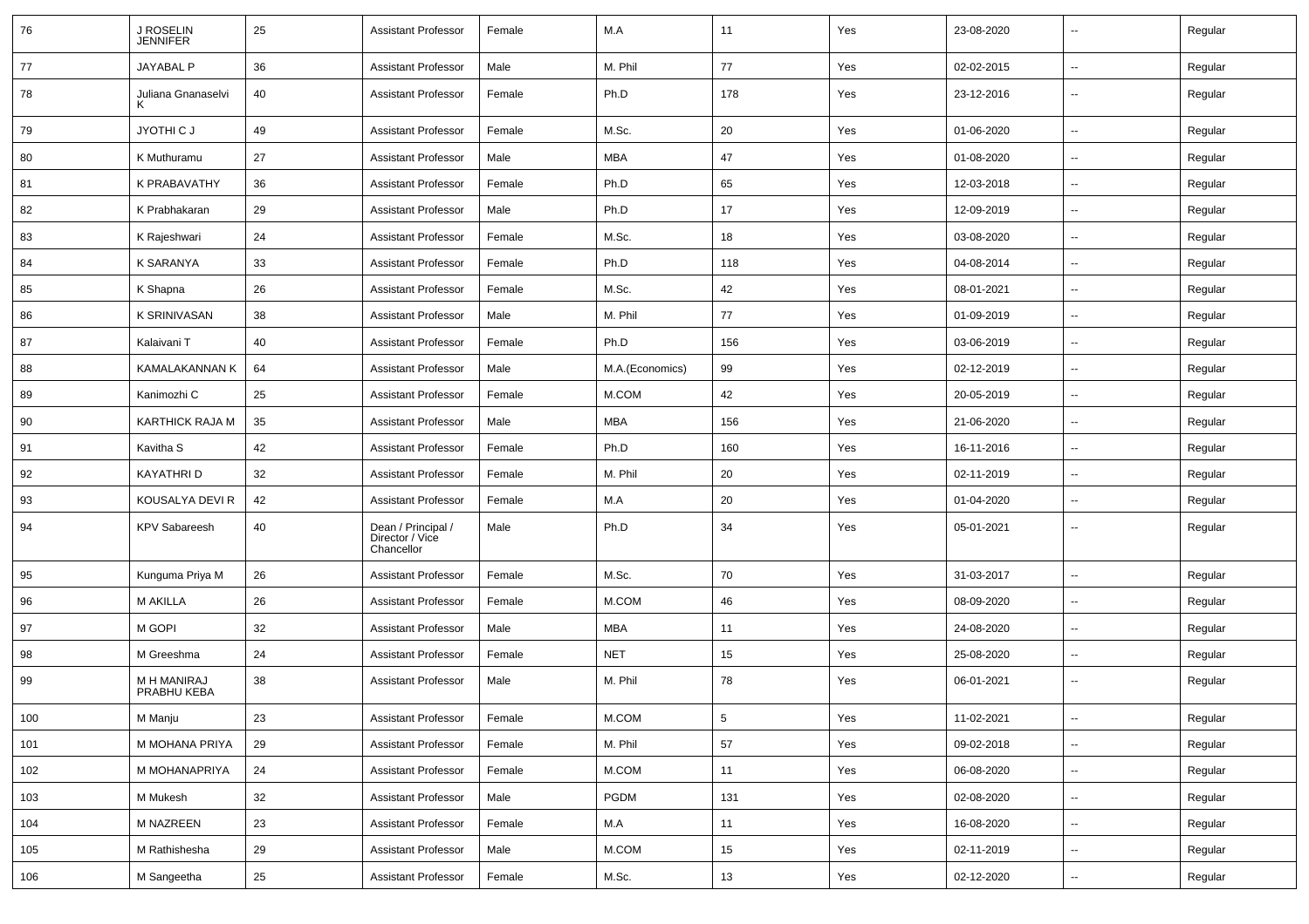| 76 | J ROSELIN JENNIFER | 25 | Assistant Professor | Female | M.A | 11 | Yes | 23-08-2020 | -- | Regular |
|---|---|---|---|---|---|---|---|---|---|---|
| 77 | JAYABAL P | 36 | Assistant Professor | Male | M. Phil | 77 | Yes | 02-02-2015 | -- | Regular |
| 78 | Juliana Gnanaselvi K | 40 | Assistant Professor | Female | Ph.D | 178 | Yes | 23-12-2016 | -- | Regular |
| 79 | JYOTHI C J | 49 | Assistant Professor | Female | M.Sc. | 20 | Yes | 01-06-2020 | -- | Regular |
| 80 | K Muthuramu | 27 | Assistant Professor | Male | MBA | 47 | Yes | 01-08-2020 | -- | Regular |
| 81 | K PRABAVATHY | 36 | Assistant Professor | Female | Ph.D | 65 | Yes | 12-03-2018 | -- | Regular |
| 82 | K Prabhakaran | 29 | Assistant Professor | Male | Ph.D | 17 | Yes | 12-09-2019 | -- | Regular |
| 83 | K Rajeshwari | 24 | Assistant Professor | Female | M.Sc. | 18 | Yes | 03-08-2020 | -- | Regular |
| 84 | K SARANYA | 33 | Assistant Professor | Female | Ph.D | 118 | Yes | 04-08-2014 | -- | Regular |
| 85 | K Shapna | 26 | Assistant Professor | Female | M.Sc. | 42 | Yes | 08-01-2021 | -- | Regular |
| 86 | K SRINIVASAN | 38 | Assistant Professor | Male | M. Phil | 77 | Yes | 01-09-2019 | -- | Regular |
| 87 | Kalaivani T | 40 | Assistant Professor | Female | Ph.D | 156 | Yes | 03-06-2019 | -- | Regular |
| 88 | KAMALAKANNAN K | 64 | Assistant Professor | Male | M.A.(Economics) | 99 | Yes | 02-12-2019 | -- | Regular |
| 89 | Kanimozhi C | 25 | Assistant Professor | Female | M.COM | 42 | Yes | 20-05-2019 | -- | Regular |
| 90 | KARTHICK RAJA M | 35 | Assistant Professor | Male | MBA | 156 | Yes | 21-06-2020 | -- | Regular |
| 91 | Kavitha S | 42 | Assistant Professor | Female | Ph.D | 160 | Yes | 16-11-2016 | -- | Regular |
| 92 | KAYATHRI D | 32 | Assistant Professor | Female | M. Phil | 20 | Yes | 02-11-2019 | -- | Regular |
| 93 | KOUSALYA DEVI R | 42 | Assistant Professor | Female | M.A | 20 | Yes | 01-04-2020 | -- | Regular |
| 94 | KPV Sabareesh | 40 | Dean / Principal / Director / Vice Chancellor | Male | Ph.D | 34 | Yes | 05-01-2021 | -- | Regular |
| 95 | Kunguma Priya M | 26 | Assistant Professor | Female | M.Sc. | 70 | Yes | 31-03-2017 | -- | Regular |
| 96 | M AKILLA | 26 | Assistant Professor | Female | M.COM | 46 | Yes | 08-09-2020 | -- | Regular |
| 97 | M GOPI | 32 | Assistant Professor | Male | MBA | 11 | Yes | 24-08-2020 | -- | Regular |
| 98 | M Greeshma | 24 | Assistant Professor | Female | NET | 15 | Yes | 25-08-2020 | -- | Regular |
| 99 | M H MANIRAJ PRABHU KEBA | 38 | Assistant Professor | Male | M. Phil | 78 | Yes | 06-01-2021 | -- | Regular |
| 100 | M Manju | 23 | Assistant Professor | Female | M.COM | 5 | Yes | 11-02-2021 | -- | Regular |
| 101 | M MOHANA PRIYA | 29 | Assistant Professor | Female | M. Phil | 57 | Yes | 09-02-2018 | -- | Regular |
| 102 | M MOHANAPRIYA | 24 | Assistant Professor | Female | M.COM | 11 | Yes | 06-08-2020 | -- | Regular |
| 103 | M Mukesh | 32 | Assistant Professor | Male | PGDM | 131 | Yes | 02-08-2020 | -- | Regular |
| 104 | M NAZREEN | 23 | Assistant Professor | Female | M.A | 11 | Yes | 16-08-2020 | -- | Regular |
| 105 | M Rathishesha | 29 | Assistant Professor | Male | M.COM | 15 | Yes | 02-11-2019 | -- | Regular |
| 106 | M Sangeetha | 25 | Assistant Professor | Female | M.Sc. | 13 | Yes | 02-12-2020 | -- | Regular |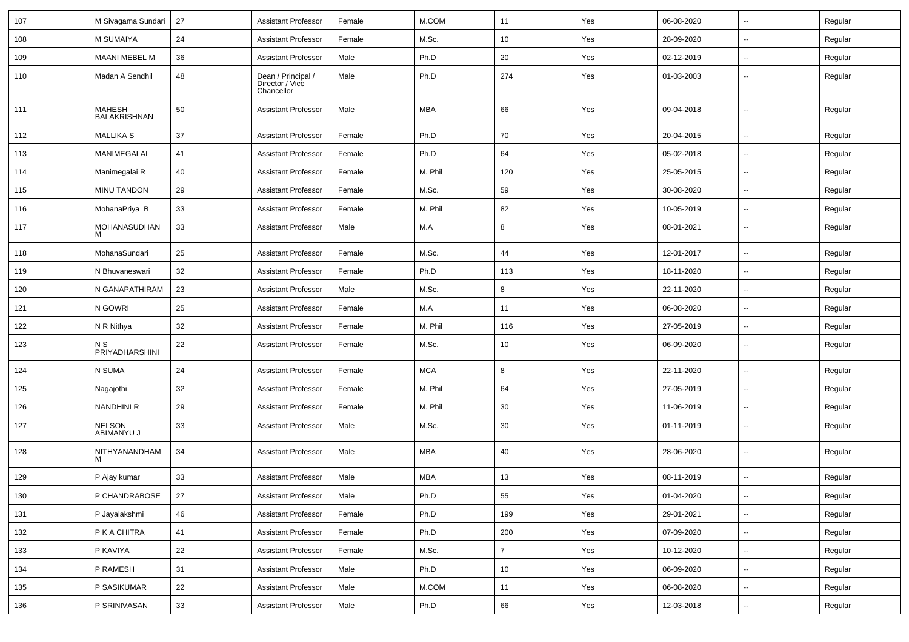| 107 | M Sivagama Sundari | 27 | Assistant Professor | Female | M.COM | 11 | Yes | 06-08-2020 | -- | Regular |
|---|---|---|---|---|---|---|---|---|---|---|
| 108 | M SUMAIYA | 24 | Assistant Professor | Female | M.Sc. | 10 | Yes | 28-09-2020 | -- | Regular |
| 109 | MAANI MEBEL M | 36 | Assistant Professor | Male | Ph.D | 20 | Yes | 02-12-2019 | -- | Regular |
| 110 | Madan A Sendhil | 48 | Dean / Principal / Director / Vice Chancellor | Male | Ph.D | 274 | Yes | 01-03-2003 | -- | Regular |
| 111 | MAHESH BALAKRISHNAN | 50 | Assistant Professor | Male | MBA | 66 | Yes | 09-04-2018 | -- | Regular |
| 112 | MALLIKA S | 37 | Assistant Professor | Female | Ph.D | 70 | Yes | 20-04-2015 | -- | Regular |
| 113 | MANIMEGALAI | 41 | Assistant Professor | Female | Ph.D | 64 | Yes | 05-02-2018 | -- | Regular |
| 114 | Manimegalai R | 40 | Assistant Professor | Female | M. Phil | 120 | Yes | 25-05-2015 | -- | Regular |
| 115 | MINU TANDON | 29 | Assistant Professor | Female | M.Sc. | 59 | Yes | 30-08-2020 | -- | Regular |
| 116 | MohanaPriya B | 33 | Assistant Professor | Female | M. Phil | 82 | Yes | 10-05-2019 | -- | Regular |
| 117 | MOHANASUDHAN M | 33 | Assistant Professor | Male | M.A | 8 | Yes | 08-01-2021 | -- | Regular |
| 118 | MohanaSundari | 25 | Assistant Professor | Female | M.Sc. | 44 | Yes | 12-01-2017 | -- | Regular |
| 119 | N Bhuvaneswari | 32 | Assistant Professor | Female | Ph.D | 113 | Yes | 18-11-2020 | -- | Regular |
| 120 | N GANAPATHIRAM | 23 | Assistant Professor | Male | M.Sc. | 8 | Yes | 22-11-2020 | -- | Regular |
| 121 | N GOWRI | 25 | Assistant Professor | Female | M.A | 11 | Yes | 06-08-2020 | -- | Regular |
| 122 | N R Nithya | 32 | Assistant Professor | Female | M. Phil | 116 | Yes | 27-05-2019 | -- | Regular |
| 123 | N S PRIYADHARSHINI | 22 | Assistant Professor | Female | M.Sc. | 10 | Yes | 06-09-2020 | -- | Regular |
| 124 | N SUMA | 24 | Assistant Professor | Female | MCA | 8 | Yes | 22-11-2020 | -- | Regular |
| 125 | Nagajothi | 32 | Assistant Professor | Female | M. Phil | 64 | Yes | 27-05-2019 | -- | Regular |
| 126 | NANDHINI R | 29 | Assistant Professor | Female | M. Phil | 30 | Yes | 11-06-2019 | -- | Regular |
| 127 | NELSON ABIMANYU J | 33 | Assistant Professor | Male | M.Sc. | 30 | Yes | 01-11-2019 | -- | Regular |
| 128 | NITHYANANDHAM M | 34 | Assistant Professor | Male | MBA | 40 | Yes | 28-06-2020 | -- | Regular |
| 129 | P Ajay kumar | 33 | Assistant Professor | Male | MBA | 13 | Yes | 08-11-2019 | -- | Regular |
| 130 | P CHANDRABOSE | 27 | Assistant Professor | Male | Ph.D | 55 | Yes | 01-04-2020 | -- | Regular |
| 131 | P Jayalakshmi | 46 | Assistant Professor | Female | Ph.D | 199 | Yes | 29-01-2021 | -- | Regular |
| 132 | P K A CHITRA | 41 | Assistant Professor | Female | Ph.D | 200 | Yes | 07-09-2020 | -- | Regular |
| 133 | P KAVIYA | 22 | Assistant Professor | Female | M.Sc. | 7 | Yes | 10-12-2020 | -- | Regular |
| 134 | P RAMESH | 31 | Assistant Professor | Male | Ph.D | 10 | Yes | 06-09-2020 | -- | Regular |
| 135 | P SASIKUMAR | 22 | Assistant Professor | Male | M.COM | 11 | Yes | 06-08-2020 | -- | Regular |
| 136 | P SRINIVASAN | 33 | Assistant Professor | Male | Ph.D | 66 | Yes | 12-03-2018 | -- | Regular |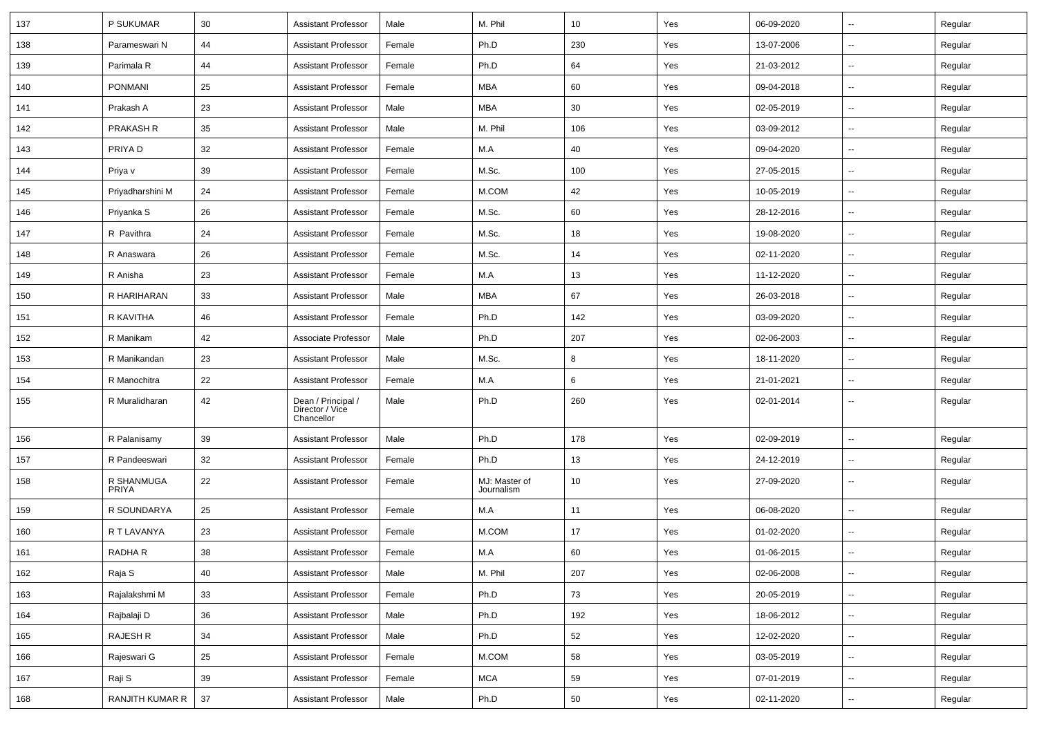| 137 | P SUKUMAR | 30 | Assistant Professor | Male | M. Phil | 10 | Yes | 06-09-2020 | -- | Regular |
|---|---|---|---|---|---|---|---|---|---|---|
| 138 | Parameswari N | 44 | Assistant Professor | Female | Ph.D | 230 | Yes | 13-07-2006 | -- | Regular |
| 139 | Parimala R | 44 | Assistant Professor | Female | Ph.D | 64 | Yes | 21-03-2012 | -- | Regular |
| 140 | PONMANI | 25 | Assistant Professor | Female | MBA | 60 | Yes | 09-04-2018 | -- | Regular |
| 141 | Prakash A | 23 | Assistant Professor | Male | MBA | 30 | Yes | 02-05-2019 | -- | Regular |
| 142 | PRAKASH R | 35 | Assistant Professor | Male | M. Phil | 106 | Yes | 03-09-2012 | -- | Regular |
| 143 | PRIYA D | 32 | Assistant Professor | Female | M.A | 40 | Yes | 09-04-2020 | -- | Regular |
| 144 | Priya v | 39 | Assistant Professor | Female | M.Sc. | 100 | Yes | 27-05-2015 | -- | Regular |
| 145 | Priyadharshini M | 24 | Assistant Professor | Female | M.COM | 42 | Yes | 10-05-2019 | -- | Regular |
| 146 | Priyanka S | 26 | Assistant Professor | Female | M.Sc. | 60 | Yes | 28-12-2016 | -- | Regular |
| 147 | R Pavithra | 24 | Assistant Professor | Female | M.Sc. | 18 | Yes | 19-08-2020 | -- | Regular |
| 148 | R Anaswara | 26 | Assistant Professor | Female | M.Sc. | 14 | Yes | 02-11-2020 | -- | Regular |
| 149 | R Anisha | 23 | Assistant Professor | Female | M.A | 13 | Yes | 11-12-2020 | -- | Regular |
| 150 | R HARIHARAN | 33 | Assistant Professor | Male | MBA | 67 | Yes | 26-03-2018 | -- | Regular |
| 151 | R KAVITHA | 46 | Assistant Professor | Female | Ph.D | 142 | Yes | 03-09-2020 | -- | Regular |
| 152 | R Manikam | 42 | Associate Professor | Male | Ph.D | 207 | Yes | 02-06-2003 | -- | Regular |
| 153 | R Manikandan | 23 | Assistant Professor | Male | M.Sc. | 8 | Yes | 18-11-2020 | -- | Regular |
| 154 | R Manochitra | 22 | Assistant Professor | Female | M.A | 6 | Yes | 21-01-2021 | -- | Regular |
| 155 | R Muralidharan | 42 | Dean / Principal / Director / Vice Chancellor | Male | Ph.D | 260 | Yes | 02-01-2014 | -- | Regular |
| 156 | R Palanisamy | 39 | Assistant Professor | Male | Ph.D | 178 | Yes | 02-09-2019 | -- | Regular |
| 157 | R Pandeeswari | 32 | Assistant Professor | Female | Ph.D | 13 | Yes | 24-12-2019 | -- | Regular |
| 158 | R SHANMUGA PRIYA | 22 | Assistant Professor | Female | MJ: Master of Journalism | 10 | Yes | 27-09-2020 | -- | Regular |
| 159 | R SOUNDARYA | 25 | Assistant Professor | Female | M.A | 11 | Yes | 06-08-2020 | -- | Regular |
| 160 | R T LAVANYA | 23 | Assistant Professor | Female | M.COM | 17 | Yes | 01-02-2020 | -- | Regular |
| 161 | RADHA R | 38 | Assistant Professor | Female | M.A | 60 | Yes | 01-06-2015 | -- | Regular |
| 162 | Raja S | 40 | Assistant Professor | Male | M. Phil | 207 | Yes | 02-06-2008 | -- | Regular |
| 163 | Rajalakshmi M | 33 | Assistant Professor | Female | Ph.D | 73 | Yes | 20-05-2019 | -- | Regular |
| 164 | Rajbalaji D | 36 | Assistant Professor | Male | Ph.D | 192 | Yes | 18-06-2012 | -- | Regular |
| 165 | RAJESH R | 34 | Assistant Professor | Male | Ph.D | 52 | Yes | 12-02-2020 | -- | Regular |
| 166 | Rajeswari G | 25 | Assistant Professor | Female | M.COM | 58 | Yes | 03-05-2019 | -- | Regular |
| 167 | Raji S | 39 | Assistant Professor | Female | MCA | 59 | Yes | 07-01-2019 | -- | Regular |
| 168 | RANJITH KUMAR R | 37 | Assistant Professor | Male | Ph.D | 50 | Yes | 02-11-2020 | -- | Regular |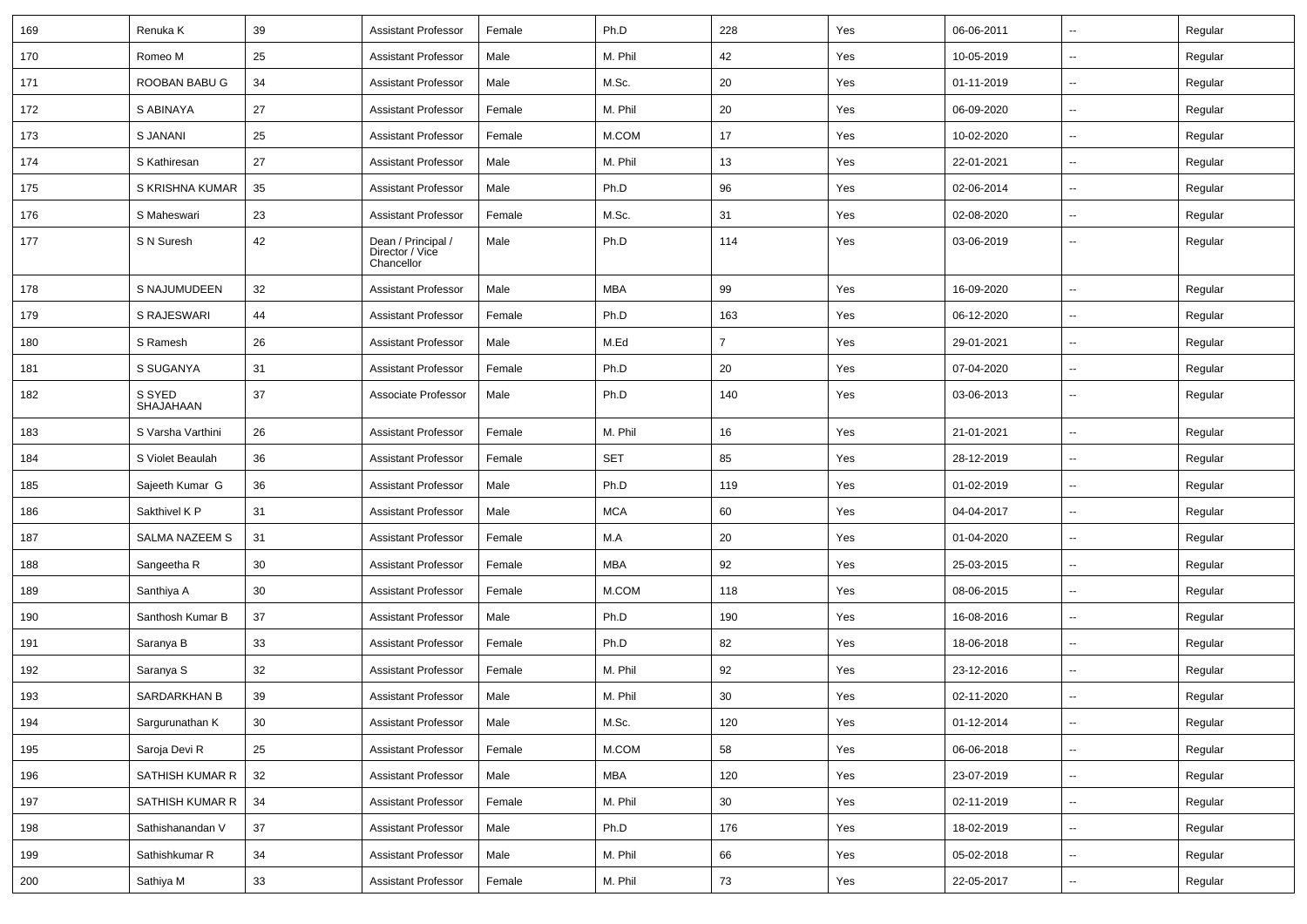| 169 | Renuka K | 39 | Assistant Professor | Female | Ph.D | 228 | Yes | 06-06-2011 | -- | Regular |
|---|---|---|---|---|---|---|---|---|---|---|
| 170 | Romeo M | 25 | Assistant Professor | Male | M. Phil | 42 | Yes | 10-05-2019 | -- | Regular |
| 171 | ROOBAN BABU G | 34 | Assistant Professor | Male | M.Sc. | 20 | Yes | 01-11-2019 | -- | Regular |
| 172 | S ABINAYA | 27 | Assistant Professor | Female | M. Phil | 20 | Yes | 06-09-2020 | -- | Regular |
| 173 | S JANANI | 25 | Assistant Professor | Female | M.COM | 17 | Yes | 10-02-2020 | -- | Regular |
| 174 | S Kathiresan | 27 | Assistant Professor | Male | M. Phil | 13 | Yes | 22-01-2021 | -- | Regular |
| 175 | S KRISHNA KUMAR | 35 | Assistant Professor | Male | Ph.D | 96 | Yes | 02-06-2014 | -- | Regular |
| 176 | S Maheswari | 23 | Assistant Professor | Female | M.Sc. | 31 | Yes | 02-08-2020 | -- | Regular |
| 177 | S N Suresh | 42 | Dean / Principal / Director / Vice Chancellor | Male | Ph.D | 114 | Yes | 03-06-2019 | -- | Regular |
| 178 | S NAJUMUDEEN | 32 | Assistant Professor | Male | MBA | 99 | Yes | 16-09-2020 | -- | Regular |
| 179 | S RAJESWARI | 44 | Assistant Professor | Female | Ph.D | 163 | Yes | 06-12-2020 | -- | Regular |
| 180 | S Ramesh | 26 | Assistant Professor | Male | M.Ed | 7 | Yes | 29-01-2021 | -- | Regular |
| 181 | S SUGANYA | 31 | Assistant Professor | Female | Ph.D | 20 | Yes | 07-04-2020 | -- | Regular |
| 182 | S SYED SHAJAHAAN | 37 | Associate Professor | Male | Ph.D | 140 | Yes | 03-06-2013 | -- | Regular |
| 183 | S Varsha Varthini | 26 | Assistant Professor | Female | M. Phil | 16 | Yes | 21-01-2021 | -- | Regular |
| 184 | S Violet Beaulah | 36 | Assistant Professor | Female | SET | 85 | Yes | 28-12-2019 | -- | Regular |
| 185 | Sajeeth Kumar G | 36 | Assistant Professor | Male | Ph.D | 119 | Yes | 01-02-2019 | -- | Regular |
| 186 | Sakthivel K P | 31 | Assistant Professor | Male | MCA | 60 | Yes | 04-04-2017 | -- | Regular |
| 187 | SALMA NAZEEM S | 31 | Assistant Professor | Female | M.A | 20 | Yes | 01-04-2020 | -- | Regular |
| 188 | Sangeetha R | 30 | Assistant Professor | Female | MBA | 92 | Yes | 25-03-2015 | -- | Regular |
| 189 | Santhiya A | 30 | Assistant Professor | Female | M.COM | 118 | Yes | 08-06-2015 | -- | Regular |
| 190 | Santhosh Kumar B | 37 | Assistant Professor | Male | Ph.D | 190 | Yes | 16-08-2016 | -- | Regular |
| 191 | Saranya B | 33 | Assistant Professor | Female | Ph.D | 82 | Yes | 18-06-2018 | -- | Regular |
| 192 | Saranya S | 32 | Assistant Professor | Female | M. Phil | 92 | Yes | 23-12-2016 | -- | Regular |
| 193 | SARDARKHAN B | 39 | Assistant Professor | Male | M. Phil | 30 | Yes | 02-11-2020 | -- | Regular |
| 194 | Sargurunathan K | 30 | Assistant Professor | Male | M.Sc. | 120 | Yes | 01-12-2014 | -- | Regular |
| 195 | Saroja Devi R | 25 | Assistant Professor | Female | M.COM | 58 | Yes | 06-06-2018 | -- | Regular |
| 196 | SATHISH KUMAR R | 32 | Assistant Professor | Male | MBA | 120 | Yes | 23-07-2019 | -- | Regular |
| 197 | SATHISH KUMAR R | 34 | Assistant Professor | Female | M. Phil | 30 | Yes | 02-11-2019 | -- | Regular |
| 198 | Sathishanandan V | 37 | Assistant Professor | Male | Ph.D | 176 | Yes | 18-02-2019 | -- | Regular |
| 199 | Sathishkumar R | 34 | Assistant Professor | Male | M. Phil | 66 | Yes | 05-02-2018 | -- | Regular |
| 200 | Sathiya M | 33 | Assistant Professor | Female | M. Phil | 73 | Yes | 22-05-2017 | -- | Regular |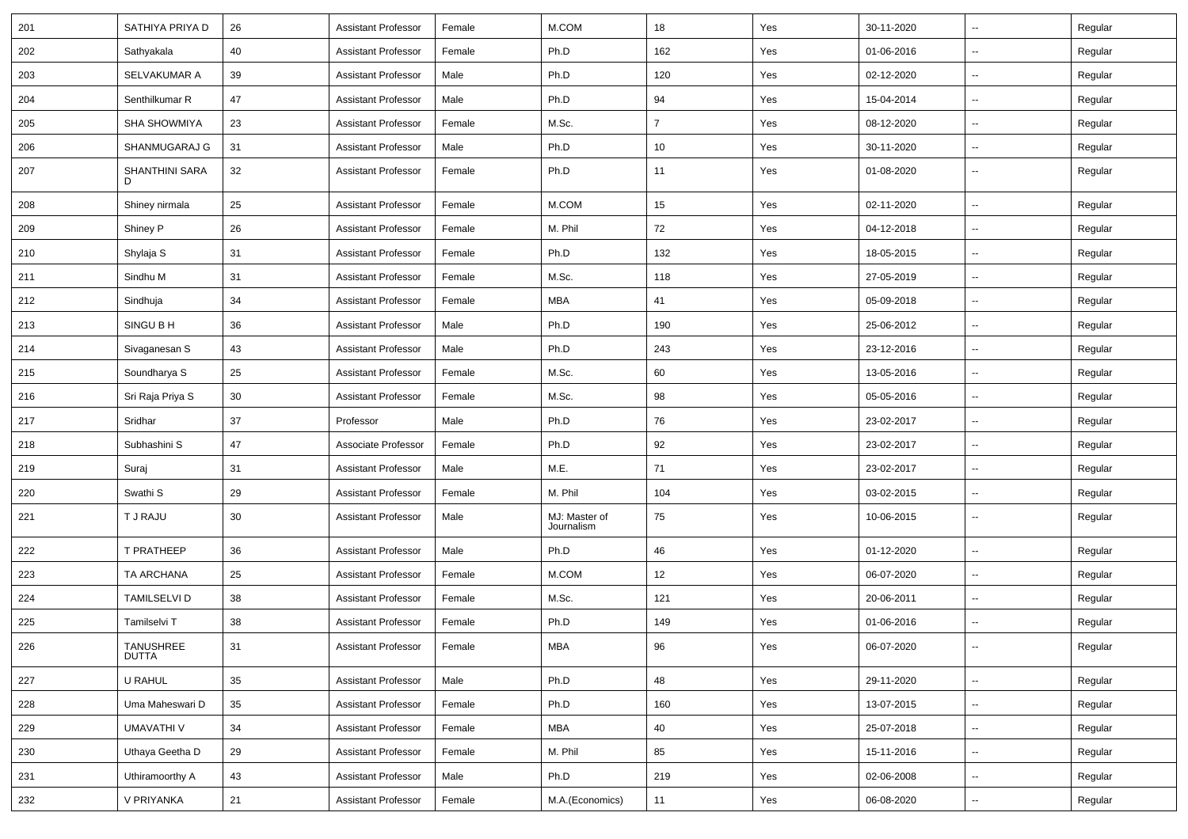| 201 | SATHIYA PRIYA D | 26 | Assistant Professor | Female | M.COM | 18 | Yes | 30-11-2020 | -- | Regular |
|---|---|---|---|---|---|---|---|---|---|---|
| 202 | Sathyakala | 40 | Assistant Professor | Female | Ph.D | 162 | Yes | 01-06-2016 | -- | Regular |
| 203 | SELVAKUMAR A | 39 | Assistant Professor | Male | Ph.D | 120 | Yes | 02-12-2020 | -- | Regular |
| 204 | Senthilkumar R | 47 | Assistant Professor | Male | Ph.D | 94 | Yes | 15-04-2014 | -- | Regular |
| 205 | SHA SHOWMIYA | 23 | Assistant Professor | Female | M.Sc. | 7 | Yes | 08-12-2020 | -- | Regular |
| 206 | SHANMUGARAJ G | 31 | Assistant Professor | Male | Ph.D | 10 | Yes | 30-11-2020 | -- | Regular |
| 207 | SHANTHINI SARA D | 32 | Assistant Professor | Female | Ph.D | 11 | Yes | 01-08-2020 | -- | Regular |
| 208 | Shiney nirmala | 25 | Assistant Professor | Female | M.COM | 15 | Yes | 02-11-2020 | -- | Regular |
| 209 | Shiney P | 26 | Assistant Professor | Female | M. Phil | 72 | Yes | 04-12-2018 | -- | Regular |
| 210 | Shylaja S | 31 | Assistant Professor | Female | Ph.D | 132 | Yes | 18-05-2015 | -- | Regular |
| 211 | Sindhu M | 31 | Assistant Professor | Female | M.Sc. | 118 | Yes | 27-05-2019 | -- | Regular |
| 212 | Sindhuja | 34 | Assistant Professor | Female | MBA | 41 | Yes | 05-09-2018 | -- | Regular |
| 213 | SINGU B H | 36 | Assistant Professor | Male | Ph.D | 190 | Yes | 25-06-2012 | -- | Regular |
| 214 | Sivaganesan S | 43 | Assistant Professor | Male | Ph.D | 243 | Yes | 23-12-2016 | -- | Regular |
| 215 | Soundharya S | 25 | Assistant Professor | Female | M.Sc. | 60 | Yes | 13-05-2016 | -- | Regular |
| 216 | Sri Raja Priya S | 30 | Assistant Professor | Female | M.Sc. | 98 | Yes | 05-05-2016 | -- | Regular |
| 217 | Sridhar | 37 | Professor | Male | Ph.D | 76 | Yes | 23-02-2017 | -- | Regular |
| 218 | Subhashini S | 47 | Associate Professor | Female | Ph.D | 92 | Yes | 23-02-2017 | -- | Regular |
| 219 | Suraj | 31 | Assistant Professor | Male | M.E. | 71 | Yes | 23-02-2017 | -- | Regular |
| 220 | Swathi S | 29 | Assistant Professor | Female | M. Phil | 104 | Yes | 03-02-2015 | -- | Regular |
| 221 | T J RAJU | 30 | Assistant Professor | Male | MJ: Master of Journalism | 75 | Yes | 10-06-2015 | -- | Regular |
| 222 | T PRATHEEP | 36 | Assistant Professor | Male | Ph.D | 46 | Yes | 01-12-2020 | -- | Regular |
| 223 | TA ARCHANA | 25 | Assistant Professor | Female | M.COM | 12 | Yes | 06-07-2020 | -- | Regular |
| 224 | TAMILSELVI D | 38 | Assistant Professor | Female | M.Sc. | 121 | Yes | 20-06-2011 | -- | Regular |
| 225 | Tamilselvi T | 38 | Assistant Professor | Female | Ph.D | 149 | Yes | 01-06-2016 | -- | Regular |
| 226 | TANUSHREE DUTTA | 31 | Assistant Professor | Female | MBA | 96 | Yes | 06-07-2020 | -- | Regular |
| 227 | U RAHUL | 35 | Assistant Professor | Male | Ph.D | 48 | Yes | 29-11-2020 | -- | Regular |
| 228 | Uma Maheswari D | 35 | Assistant Professor | Female | Ph.D | 160 | Yes | 13-07-2015 | -- | Regular |
| 229 | UMAVATHI V | 34 | Assistant Professor | Female | MBA | 40 | Yes | 25-07-2018 | -- | Regular |
| 230 | Uthaya Geetha D | 29 | Assistant Professor | Female | M. Phil | 85 | Yes | 15-11-2016 | -- | Regular |
| 231 | Uthiramoorthy A | 43 | Assistant Professor | Male | Ph.D | 219 | Yes | 02-06-2008 | -- | Regular |
| 232 | V PRIYANKA | 21 | Assistant Professor | Female | M.A.(Economics) | 11 | Yes | 06-08-2020 | -- | Regular |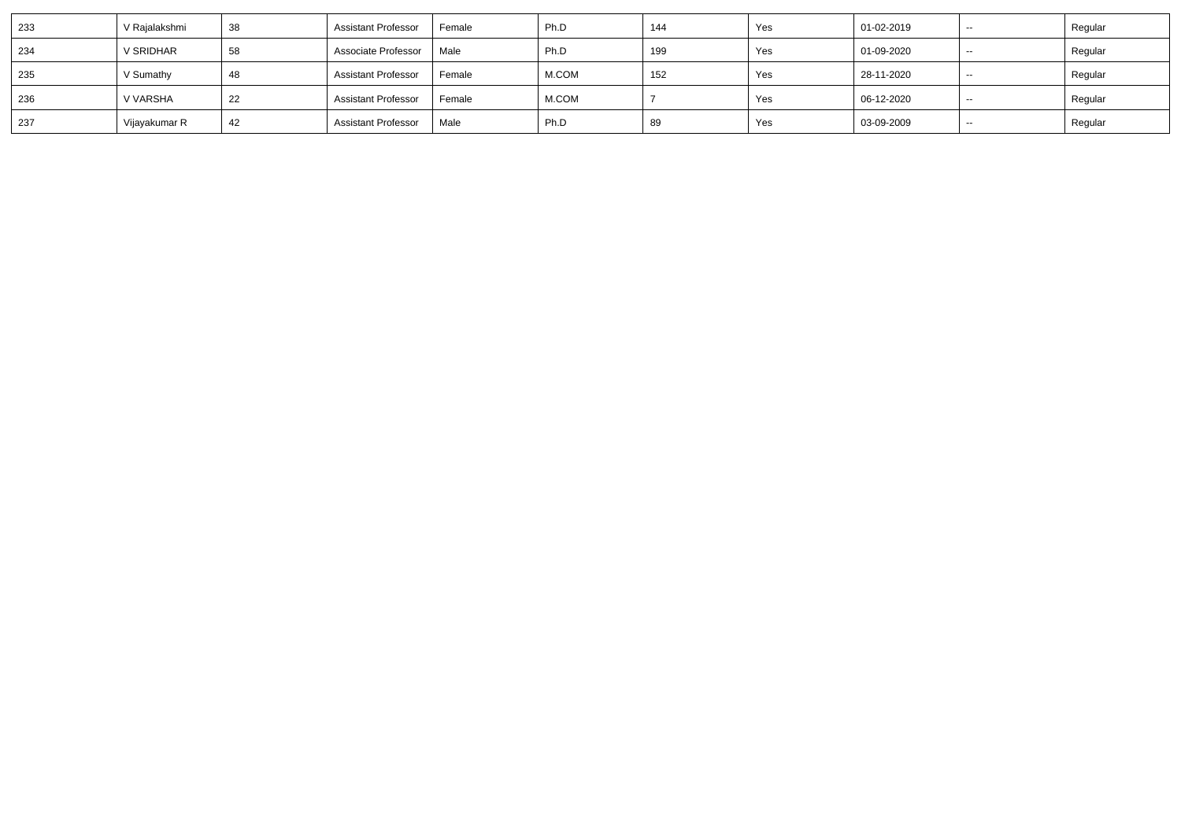| | | | | | | | | | | |
|---|---|---|---|---|---|---|---|---|---|---|
| 233 | V Rajalakshmi | 38 | Assistant Professor | Female | Ph.D | 144 | Yes | 01-02-2019 | -- | Regular |
| 234 | V SRIDHAR | 58 | Associate Professor | Male | Ph.D | 199 | Yes | 01-09-2020 | -- | Regular |
| 235 | V Sumathy | 48 | Assistant Professor | Female | M.COM | 152 | Yes | 28-11-2020 | -- | Regular |
| 236 | V VARSHA | 22 | Assistant Professor | Female | M.COM | 7 | Yes | 06-12-2020 | -- | Regular |
| 237 | Vijayakumar R | 42 | Assistant Professor | Male | Ph.D | 89 | Yes | 03-09-2009 | -- | Regular |